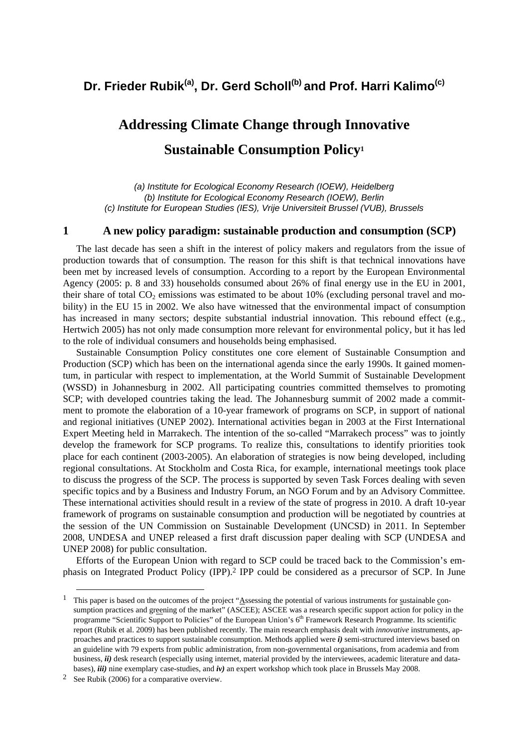**Dr. Frieder Rubik[(a)], Dr. Gerd Scholl[(b)] and Prof. Harri Kalimo[(c)]**

# Addressing Climate Change through Innovative Sustainable Consumption Policy[1]

*(a) Institute for Ecological Economy Research (IOEW), Heidelberg*
*(b) Institute for Ecological Economy Research (IOEW), Berlin*
*(c) Institute for European Studies (IES), Vrije Universiteit Brussel (VUB), Brussels*

## 1 A new policy paradigm: sustainable production and consumption (SCP)

The last decade has seen a shift in the interest of policy makers and regulators from the issue of production towards that of consumption. The reason for this shift is that technical innovations have been met by increased levels of consumption. According to a report by the European Environmental Agency (2005: p. 8 and 33) households consumed about 26% of final energy use in the EU in 2001, their share of total $CO_2$ emissions was estimated to be about 10% (excluding personal travel and mobility) in the EU 15 in 2002. We also have witnessed that the environmental impact of consumption has increased in many sectors; despite substantial industrial innovation. This rebound effect (e.g., Hertwich 2005) has not only made consumption more relevant for environmental policy, but it has led to the role of individual consumers and households being emphasised.

Sustainable Consumption Policy constitutes one core element of Sustainable Consumption and Production (SCP) which has been on the international agenda since the early 1990s. It gained momentum, in particular with respect to implementation, at the World Summit of Sustainable Development (WSSD) in Johannesburg in 2002. All participating countries committed themselves to promoting SCP; with developed countries taking the lead. The Johannesburg summit of 2002 made a commitment to promote the elaboration of a 10-year framework of programs on SCP, in support of national and regional initiatives (UNEP 2002). International activities began in 2003 at the First International Expert Meeting held in Marrakech. The intention of the so-called "Marrakech process" was to jointly develop the framework for SCP programs. To realize this, consultations to identify priorities took place for each continent (2003-2005). An elaboration of strategies is now being developed, including regional consultations. At Stockholm and Costa Rica, for example, international meetings took place to discuss the progress of the SCP. The process is supported by seven Task Forces dealing with seven specific topics and by a Business and Industry Forum, an NGO Forum and by an Advisory Committee. These international activities should result in a review of the state of progress in 2010. A draft 10-year framework of programs on sustainable consumption and production will be negotiated by countries at the session of the UN Commission on Sustainable Development (UNCSD) in 2011. In September 2008, UNDESA and UNEP released a first draft discussion paper dealing with SCP (UNDESA and UNEP 2008) for public consultation.

Efforts of the European Union with regard to SCP could be traced back to the Commission's emphasis on Integrated Product Policy (IPP).[2] IPP could be considered as a precursor of SCP. In June

---

[1] This paper is based on the outcomes of the project "Assessing the potential of various instruments for sustainable consumption practices and greening of the market" (ASCEE); ASCEE was a research specific support action for policy in the programme "Scientific Support to Policies" of the European Union's 6th Framework Research Programme. Its scientific report (Rubik et al. 2009) has been published recently. The main research emphasis dealt with *innovative* instruments, approaches and practices to support sustainable consumption. Methods applied were ***i)*** semi-structured interviews based on an guideline with 79 experts from public administration, from non-governmental organisations, from academia and from business, ***ii)*** desk research (especially using internet, material provided by the interviewees, academic literature and databases), ***iii)*** nine exemplary case-studies, and ***iv)*** an expert workshop which took place in Brussels May 2008.

[2] See Rubik (2006) for a comparative overview.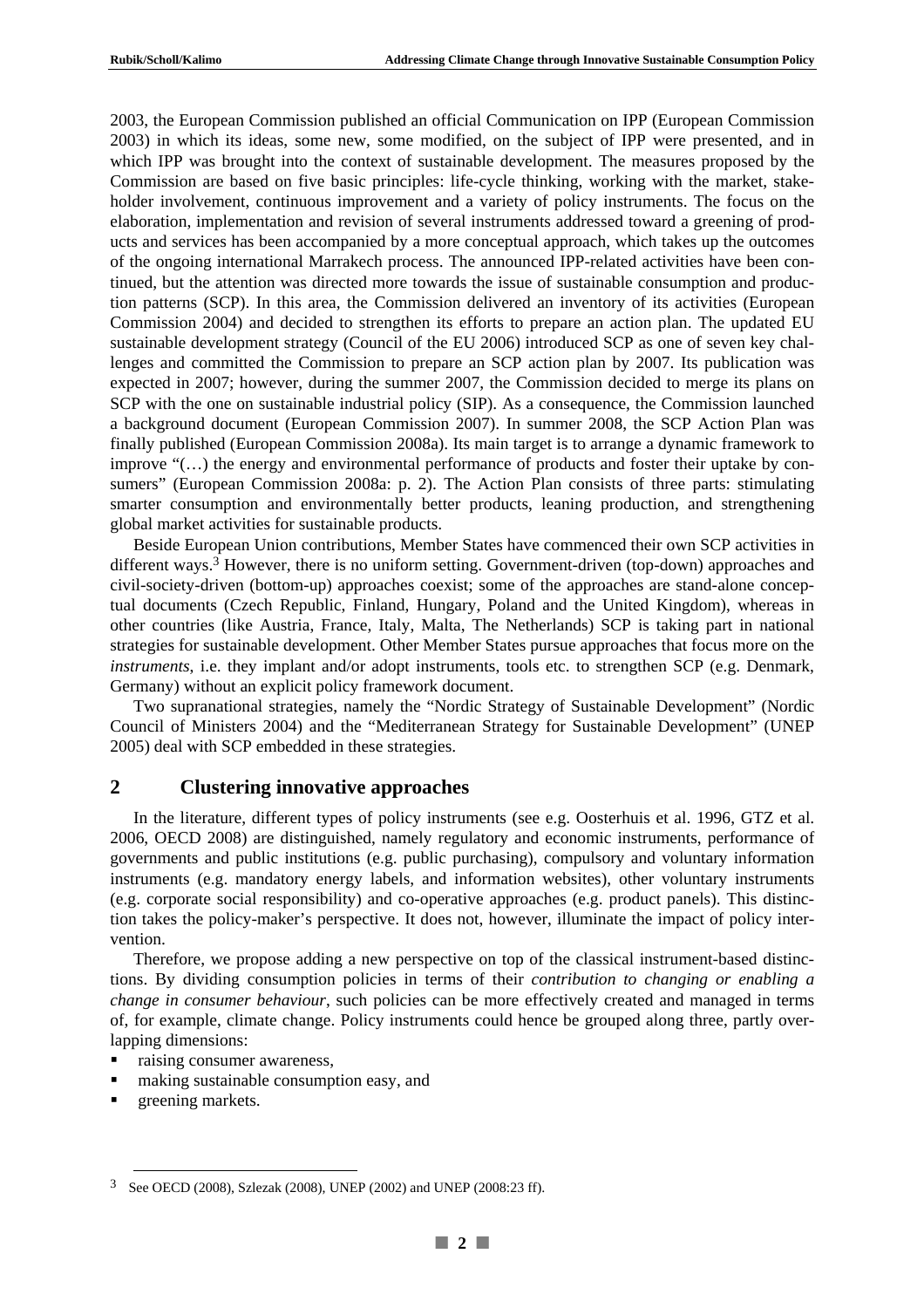2003, the European Commission published an official Communication on IPP (European Commission 2003) in which its ideas, some new, some modified, on the subject of IPP were presented, and in which IPP was brought into the context of sustainable development. The measures proposed by the Commission are based on five basic principles: life-cycle thinking, working with the market, stakeholder involvement, continuous improvement and a variety of policy instruments. The focus on the elaboration, implementation and revision of several instruments addressed toward a greening of products and services has been accompanied by a more conceptual approach, which takes up the outcomes of the ongoing international Marrakech process. The announced IPP-related activities have been continued, but the attention was directed more towards the issue of sustainable consumption and production patterns (SCP). In this area, the Commission delivered an inventory of its activities (European Commission 2004) and decided to strengthen its efforts to prepare an action plan. The updated EU sustainable development strategy (Council of the EU 2006) introduced SCP as one of seven key challenges and committed the Commission to prepare an SCP action plan by 2007. Its publication was expected in 2007; however, during the summer 2007, the Commission decided to merge its plans on SCP with the one on sustainable industrial policy (SIP). As a consequence, the Commission launched a background document (European Commission 2007). In summer 2008, the SCP Action Plan was finally published (European Commission 2008a). Its main target is to arrange a dynamic framework to improve "(…) the energy and environmental performance of products and foster their uptake by consumers" (European Commission 2008a: p. 2). The Action Plan consists of three parts: stimulating smarter consumption and environmentally better products, leaning production, and strengthening global market activities for sustainable products.

Beside European Union contributions, Member States have commenced their own SCP activities in different ways.[3] However, there is no uniform setting. Government-driven (top-down) approaches and civil-society-driven (bottom-up) approaches coexist; some of the approaches are stand-alone conceptual documents (Czech Republic, Finland, Hungary, Poland and the United Kingdom), whereas in other countries (like Austria, France, Italy, Malta, The Netherlands) SCP is taking part in national strategies for sustainable development. Other Member States pursue approaches that focus more on the *instruments*, i.e. they implant and/or adopt instruments, tools etc. to strengthen SCP (e.g. Denmark, Germany) without an explicit policy framework document.

Two supranational strategies, namely the "Nordic Strategy of Sustainable Development" (Nordic Council of Ministers 2004) and the "Mediterranean Strategy for Sustainable Development" (UNEP 2005) deal with SCP embedded in these strategies.

## 2 Clustering innovative approaches

In the literature, different types of policy instruments (see e.g. Oosterhuis et al. 1996, GTZ et al. 2006, OECD 2008) are distinguished, namely regulatory and economic instruments, performance of governments and public institutions (e.g. public purchasing), compulsory and voluntary information instruments (e.g. mandatory energy labels, and information websites), other voluntary instruments (e.g. corporate social responsibility) and co-operative approaches (e.g. product panels). This distinction takes the policy-maker's perspective. It does not, however, illuminate the impact of policy intervention.

Therefore, we propose adding a new perspective on top of the classical instrument-based distinctions. By dividing consumption policies in terms of their *contribution to changing or enabling a change in consumer behaviour*, such policies can be more effectively created and managed in terms of, for example, climate change. Policy instruments could hence be grouped along three, partly overlapping dimensions:

- raising consumer awareness,
- making sustainable consumption easy, and
- greening markets.

[3] See OECD (2008), Szlezak (2008), UNEP (2002) and UNEP (2008:23 ff).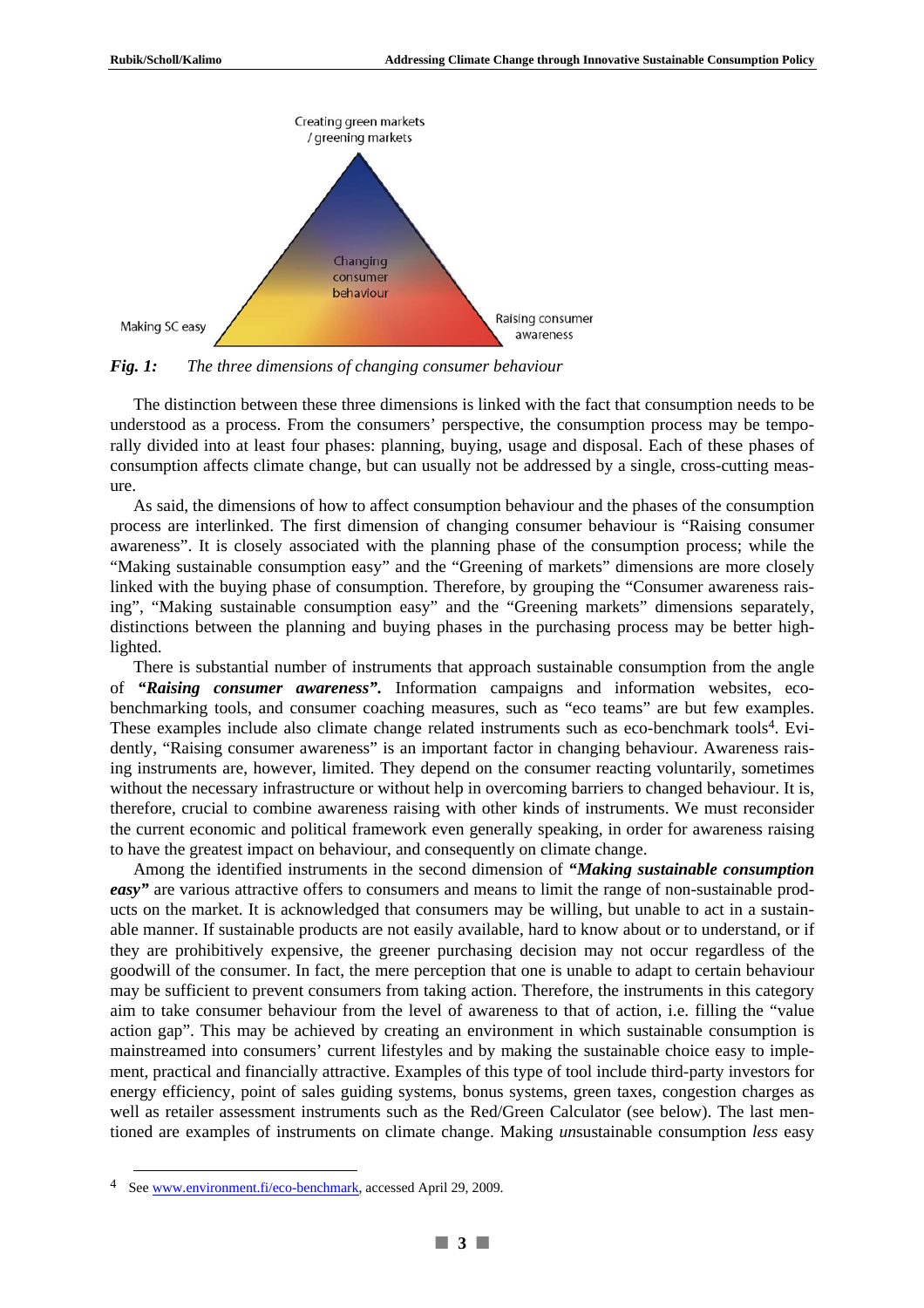Creating green markets / greening markets

Changing consumer behaviour

Making SC easy

Raising consumer awareness

***Fig. 1:*** *The three dimensions of changing consumer behaviour*

The distinction between these three dimensions is linked with the fact that consumption needs to be understood as a process. From the consumers' perspective, the consumption process may be temporally divided into at least four phases: planning, buying, usage and disposal. Each of these phases of consumption affects climate change, but can usually not be addressed by a single, cross-cutting measure.

As said, the dimensions of how to affect consumption behaviour and the phases of the consumption process are interlinked. The first dimension of changing consumer behaviour is "Raising consumer awareness". It is closely associated with the planning phase of the consumption process; while the "Making sustainable consumption easy" and the "Greening of markets" dimensions are more closely linked with the buying phase of consumption. Therefore, by grouping the "Consumer awareness raising", "Making sustainable consumption easy" and the "Greening markets" dimensions separately, distinctions between the planning and buying phases in the purchasing process may be better highlighted.

There is substantial number of instruments that approach sustainable consumption from the angle of ***"Raising consumer awareness".*** Information campaigns and information websites, eco-benchmarking tools, and consumer coaching measures, such as "eco teams" are but few examples. These examples include also climate change related instruments such as eco-benchmark tools[4]. Evidently, "Raising consumer awareness" is an important factor in changing behaviour. Awareness raising instruments are, however, limited. They depend on the consumer reacting voluntarily, sometimes without the necessary infrastructure or without help in overcoming barriers to changed behaviour. It is, therefore, crucial to combine awareness raising with other kinds of instruments. We must reconsider the current economic and political framework even generally speaking, in order for awareness raising to have the greatest impact on behaviour, and consequently on climate change.

Among the identified instruments in the second dimension of ***"Making sustainable consumption easy"*** are various attractive offers to consumers and means to limit the range of non-sustainable products on the market. It is acknowledged that consumers may be willing, but unable to act in a sustainable manner. If sustainable products are not easily available, hard to know about or to understand, or if they are prohibitively expensive, the greener purchasing decision may not occur regardless of the goodwill of the consumer. In fact, the mere perception that one is unable to adapt to certain behaviour may be sufficient to prevent consumers from taking action. Therefore, the instruments in this category aim to take consumer behaviour from the level of awareness to that of action, i.e. filling the "value action gap". This may be achieved by creating an environment in which sustainable consumption is mainstreamed into consumers' current lifestyles and by making the sustainable choice easy to implement, practical and financially attractive. Examples of this type of tool include third-party investors for energy efficiency, point of sales guiding systems, bonus systems, green taxes, congestion charges as well as retailer assessment instruments such as the Red/Green Calculator (see below). The last mentioned are examples of instruments on climate change. Making *un*sustainable consumption *less* easy

---

[4] See www.environment.fi/eco-benchmark, accessed April 29, 2009.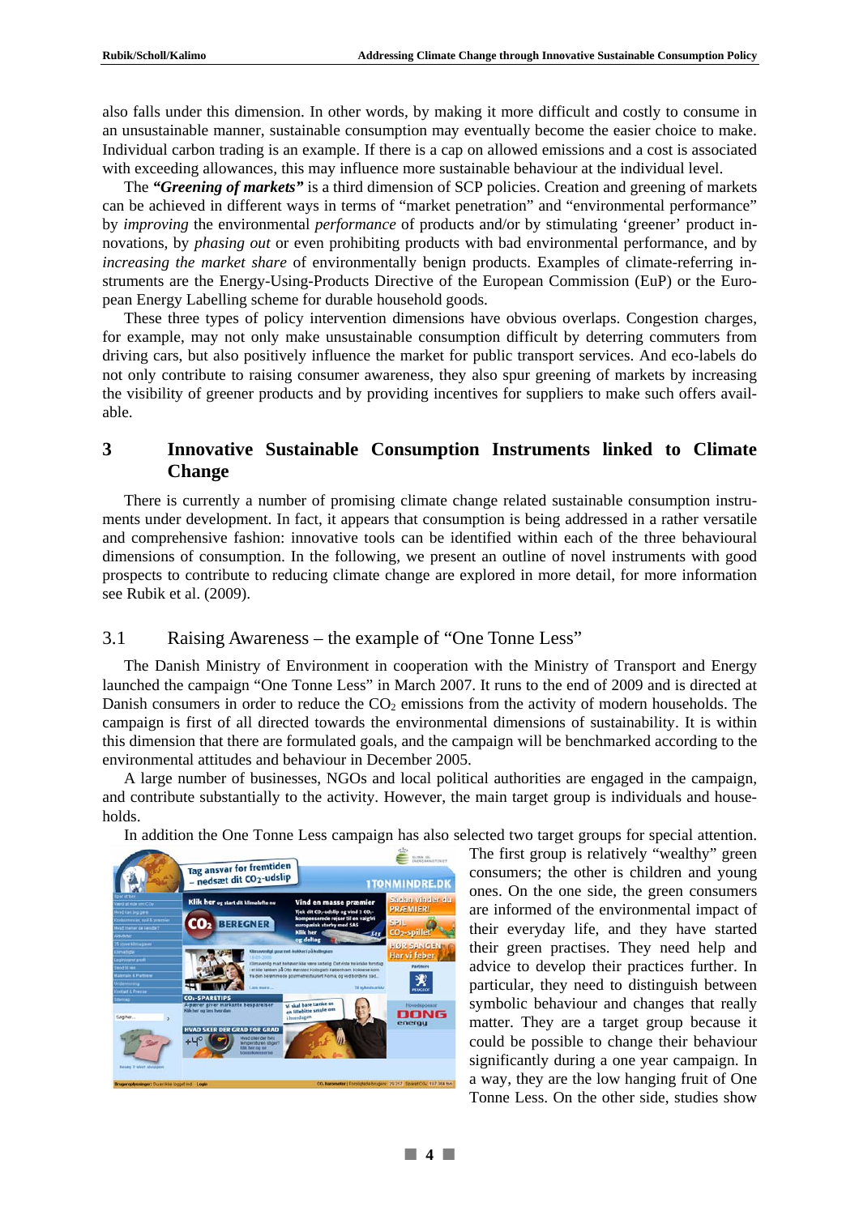also falls under this dimension. In other words, by making it more difficult and costly to consume in an unsustainable manner, sustainable consumption may eventually become the easier choice to make. Individual carbon trading is an example. If there is a cap on allowed emissions and a cost is associated with exceeding allowances, this may influence more sustainable behaviour at the individual level.

The ***"Greening of markets"*** is a third dimension of SCP policies. Creation and greening of markets can be achieved in different ways in terms of "market penetration" and "environmental performance" by *improving* the environmental *performance* of products and/or by stimulating 'greener' product innovations, by *phasing out* or even prohibiting products with bad environmental performance, and by *increasing the market share* of environmentally benign products. Examples of climate-referring instruments are the Energy-Using-Products Directive of the European Commission (EuP) or the European Energy Labelling scheme for durable household goods.

These three types of policy intervention dimensions have obvious overlaps. Congestion charges, for example, may not only make unsustainable consumption difficult by deterring commuters from driving cars, but also positively influence the market for public transport services. And eco-labels do not only contribute to raising consumer awareness, they also spur greening of markets by increasing the visibility of greener products and by providing incentives for suppliers to make such offers available.

## 3 Innovative Sustainable Consumption Instruments linked to Climate Change

There is currently a number of promising climate change related sustainable consumption instruments under development. In fact, it appears that consumption is being addressed in a rather versatile and comprehensive fashion: innovative tools can be identified within each of the three behavioural dimensions of consumption. In the following, we present an outline of novel instruments with good prospects to contribute to reducing climate change are explored in more detail, for more information see Rubik et al. (2009).

### 3.1 Raising Awareness – the example of "One Tonne Less"

The Danish Ministry of Environment in cooperation with the Ministry of Transport and Energy launched the campaign "One Tonne Less" in March 2007. It runs to the end of 2009 and is directed at Danish consumers in order to reduce the $CO_2$ emissions from the activity of modern households. The campaign is first of all directed towards the environmental dimensions of sustainability. It is within this dimension that there are formulated goals, and the campaign will be benchmarked according to the environmental attitudes and behaviour in December 2005.

A large number of businesses, NGOs and local political authorities are engaged in the campaign, and contribute substantially to the activity. However, the main target group is individuals and households.

In addition the One Tonne Less campaign has also selected two target groups for special attention. The first group is relatively "wealthy" green consumers; the other is children and young ones. On the one side, the green consumers are informed of the environmental impact of their everyday life, and they have started their green practises. They need help and advice to develop their practices further. In particular, they need to distinguish between symbolic behaviour and changes that really matter. They are a target group because it could be possible to change their behaviour significantly during a one year campaign. In a way, they are the low hanging fruit of One Tonne Less. On the other side, studies show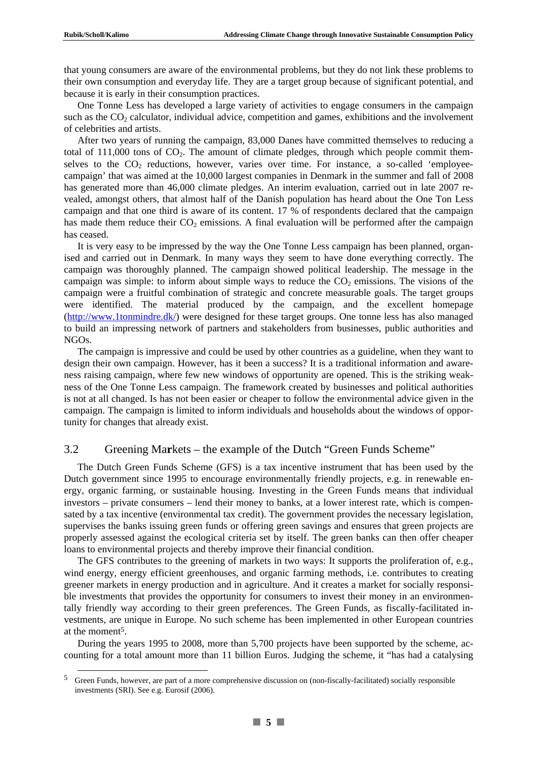that young consumers are aware of the environmental problems, but they do not link these problems to their own consumption and everyday life. They are a target group because of significant potential, and because it is early in their consumption practices.

One Tonne Less has developed a large variety of activities to engage consumers in the campaign such as the $CO_2$ calculator, individual advice, competition and games, exhibitions and the involvement of celebrities and artists.

After two years of running the campaign, 83,000 Danes have committed themselves to reducing a total of 111,000 tons of $CO_2$. The amount of climate pledges, through which people commit themselves to the $CO_2$ reductions, however, varies over time. For instance, a so-called 'employee-campaign' that was aimed at the 10,000 largest companies in Denmark in the summer and fall of 2008 has generated more than 46,000 climate pledges. An interim evaluation, carried out in late 2007 revealed, amongst others, that almost half of the Danish population has heard about the One Ton Less campaign and that one third is aware of its content. 17 % of respondents declared that the campaign has made them reduce their $CO_2$ emissions. A final evaluation will be performed after the campaign has ceased.

It is very easy to be impressed by the way the One Tonne Less campaign has been planned, organised and carried out in Denmark. In many ways they seem to have done everything correctly. The campaign was thoroughly planned. The campaign showed political leadership. The message in the campaign was simple: to inform about simple ways to reduce the $CO_2$ emissions. The visions of the campaign were a fruitful combination of strategic and concrete measurable goals. The target groups were identified. The material produced by the campaign, and the excellent homepage (http://www.1tonmindre.dk/) were designed for these target groups. One tonne less has also managed to build an impressing network of partners and stakeholders from businesses, public authorities and NGOs.

The campaign is impressive and could be used by other countries as a guideline, when they want to design their own campaign. However, has it been a success? It is a traditional information and awareness raising campaign, where few new windows of opportunity are opened. This is the striking weakness of the One Tonne Less campaign. The framework created by businesses and political authorities is not at all changed. Is has not been easier or cheaper to follow the environmental advice given in the campaign. The campaign is limited to inform individuals and households about the windows of opportunity for changes that already exist.

## 3.2 Greening Markets – the example of the Dutch "Green Funds Scheme"

The Dutch Green Funds Scheme (GFS) is a tax incentive instrument that has been used by the Dutch government since 1995 to encourage environmentally friendly projects, e.g. in renewable energy, organic farming, or sustainable housing. Investing in the Green Funds means that individual investors – private consumers – lend their money to banks, at a lower interest rate, which is compensated by a tax incentive (environmental tax credit). The government provides the necessary legislation, supervises the banks issuing green funds or offering green savings and ensures that green projects are properly assessed against the ecological criteria set by itself. The green banks can then offer cheaper loans to environmental projects and thereby improve their financial condition.

The GFS contributes to the greening of markets in two ways: It supports the proliferation of, e.g., wind energy, energy efficient greenhouses, and organic farming methods, i.e. contributes to creating greener markets in energy production and in agriculture. And it creates a market for socially responsible investments that provides the opportunity for consumers to invest their money in an environmentally friendly way according to their green preferences. The Green Funds, as fiscally-facilitated investments, are unique in Europe. No such scheme has been implemented in other European countries at the moment[5].

During the years 1995 to 2008, more than 5,700 projects have been supported by the scheme, accounting for a total amount more than 11 billion Euros. Judging the scheme, it "has had a catalysing

[5] Green Funds, however, are part of a more comprehensive discussion on (non-fiscally-facilitated) socially responsible investments (SRI). See e.g. Eurosif (2006).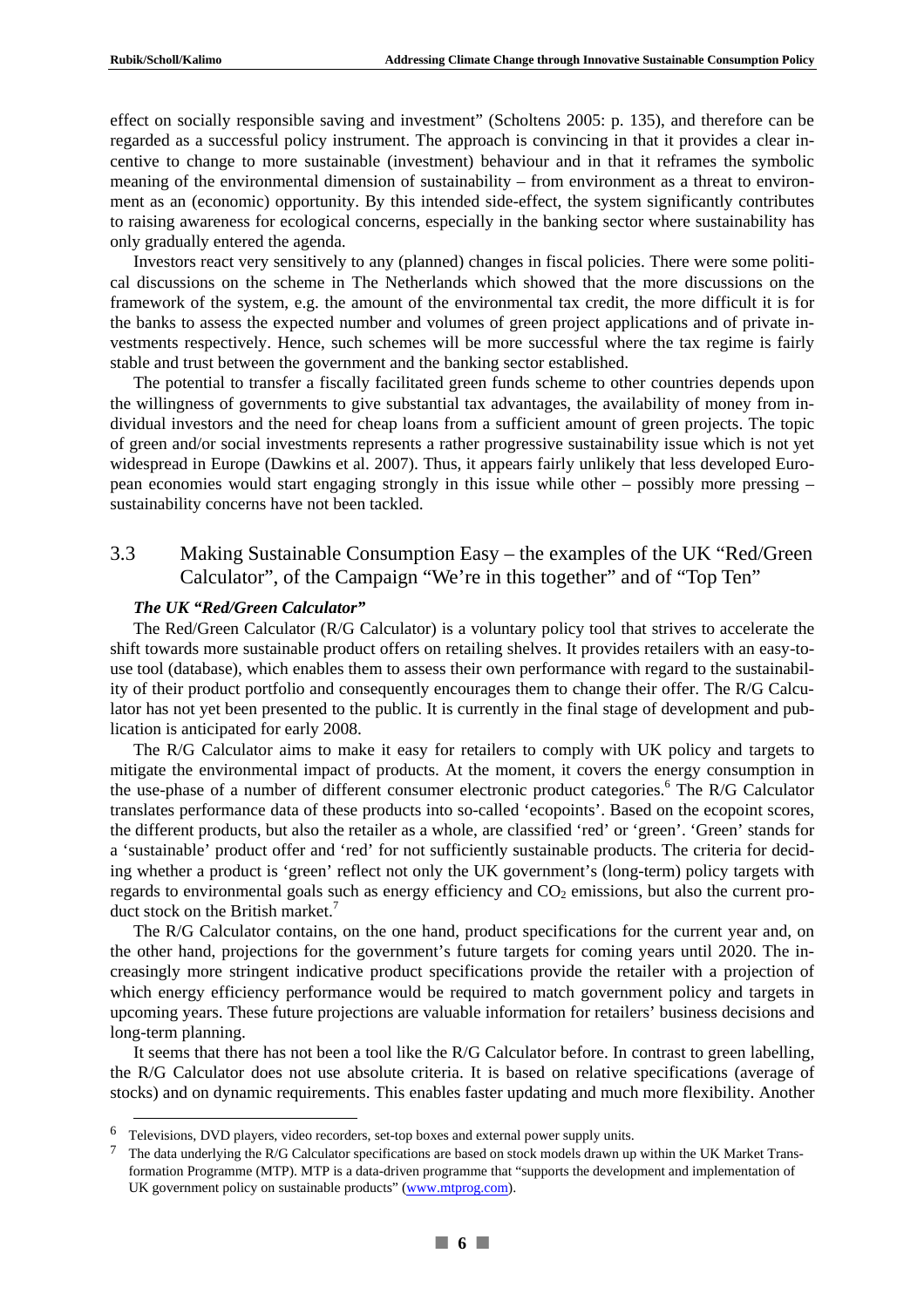effect on socially responsible saving and investment" (Scholtens 2005: p. 135), and therefore can be regarded as a successful policy instrument. The approach is convincing in that it provides a clear incentive to change to more sustainable (investment) behaviour and in that it reframes the symbolic meaning of the environmental dimension of sustainability – from environment as a threat to environment as an (economic) opportunity. By this intended side-effect, the system significantly contributes to raising awareness for ecological concerns, especially in the banking sector where sustainability has only gradually entered the agenda.

Investors react very sensitively to any (planned) changes in fiscal policies. There were some political discussions on the scheme in The Netherlands which showed that the more discussions on the framework of the system, e.g. the amount of the environmental tax credit, the more difficult it is for the banks to assess the expected number and volumes of green project applications and of private investments respectively. Hence, such schemes will be more successful where the tax regime is fairly stable and trust between the government and the banking sector established.

The potential to transfer a fiscally facilitated green funds scheme to other countries depends upon the willingness of governments to give substantial tax advantages, the availability of money from individual investors and the need for cheap loans from a sufficient amount of green projects. The topic of green and/or social investments represents a rather progressive sustainability issue which is not yet widespread in Europe (Dawkins et al. 2007). Thus, it appears fairly unlikely that less developed European economies would start engaging strongly in this issue while other – possibly more pressing – sustainability concerns have not been tackled.

## 3.3 Making Sustainable Consumption Easy – the examples of the UK "Red/Green Calculator", of the Campaign "We're in this together" and of "Top Ten"

***The UK "Red/Green Calculator"***

The Red/Green Calculator (R/G Calculator) is a voluntary policy tool that strives to accelerate the shift towards more sustainable product offers on retailing shelves. It provides retailers with an easy-to-use tool (database), which enables them to assess their own performance with regard to the sustainability of their product portfolio and consequently encourages them to change their offer. The R/G Calculator has not yet been presented to the public. It is currently in the final stage of development and publication is anticipated for early 2008.

The R/G Calculator aims to make it easy for retailers to comply with UK policy and targets to mitigate the environmental impact of products. At the moment, it covers the energy consumption in the use-phase of a number of different consumer electronic product categories.[6] The R/G Calculator translates performance data of these products into so-called 'ecopoints'. Based on the ecopoint scores, the different products, but also the retailer as a whole, are classified 'red' or 'green'. 'Green' stands for a 'sustainable' product offer and 'red' for not sufficiently sustainable products. The criteria for deciding whether a product is 'green' reflect not only the UK government's (long-term) policy targets with regards to environmental goals such as energy efficiency and $CO_2$ emissions, but also the current product stock on the British market.[7]

The R/G Calculator contains, on the one hand, product specifications for the current year and, on the other hand, projections for the government's future targets for coming years until 2020. The increasingly more stringent indicative product specifications provide the retailer with a projection of which energy efficiency performance would be required to match government policy and targets in upcoming years. These future projections are valuable information for retailers' business decisions and long-term planning.

It seems that there has not been a tool like the R/G Calculator before. In contrast to green labelling, the R/G Calculator does not use absolute criteria. It is based on relative specifications (average of stocks) and on dynamic requirements. This enables faster updating and much more flexibility. Another

---

[6] Televisions, DVD players, video recorders, set-top boxes and external power supply units.

[7] The data underlying the R/G Calculator specifications are based on stock models drawn up within the UK Market Transformation Programme (MTP). MTP is a data-driven programme that "supports the development and implementation of UK government policy on sustainable products" (www.mtprog.com).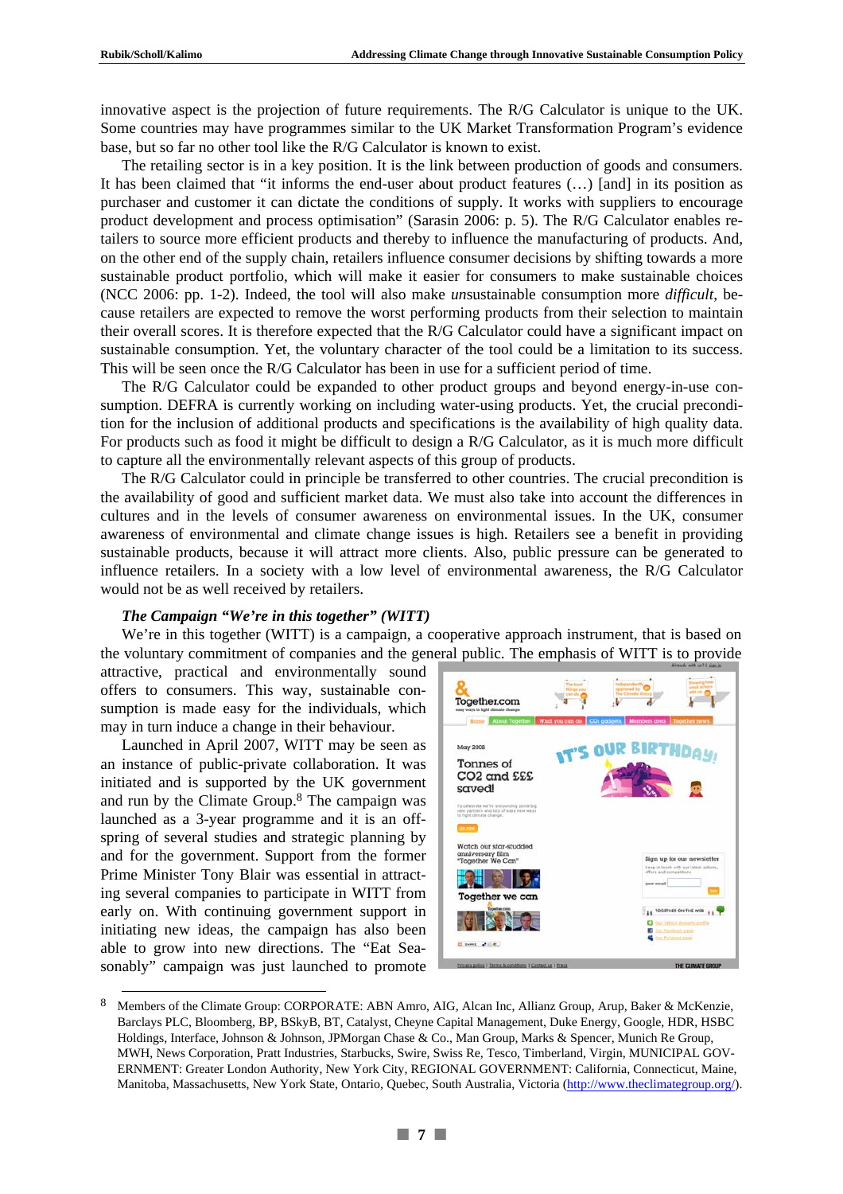innovative aspect is the projection of future requirements. The R/G Calculator is unique to the UK. Some countries may have programmes similar to the UK Market Transformation Program's evidence base, but so far no other tool like the R/G Calculator is known to exist.

The retailing sector is in a key position. It is the link between production of goods and consumers. It has been claimed that "it informs the end-user about product features (…) [and] in its position as purchaser and customer it can dictate the conditions of supply. It works with suppliers to encourage product development and process optimisation" (Sarasin 2006: p. 5). The R/G Calculator enables retailers to source more efficient products and thereby to influence the manufacturing of products. And, on the other end of the supply chain, retailers influence consumer decisions by shifting towards a more sustainable product portfolio, which will make it easier for consumers to make sustainable choices (NCC 2006: pp. 1-2). Indeed, the tool will also make *un*sustainable consumption more *difficult*, because retailers are expected to remove the worst performing products from their selection to maintain their overall scores. It is therefore expected that the R/G Calculator could have a significant impact on sustainable consumption. Yet, the voluntary character of the tool could be a limitation to its success. This will be seen once the R/G Calculator has been in use for a sufficient period of time.

The R/G Calculator could be expanded to other product groups and beyond energy-in-use consumption. DEFRA is currently working on including water-using products. Yet, the crucial precondition for the inclusion of additional products and specifications is the availability of high quality data. For products such as food it might be difficult to design a R/G Calculator, as it is much more difficult to capture all the environmentally relevant aspects of this group of products.

The R/G Calculator could in principle be transferred to other countries. The crucial precondition is the availability of good and sufficient market data. We must also take into account the differences in cultures and in the levels of consumer awareness on environmental issues. In the UK, consumer awareness of environmental and climate change issues is high. Retailers see a benefit in providing sustainable products, because it will attract more clients. Also, public pressure can be generated to influence retailers. In a society with a low level of environmental awareness, the R/G Calculator would not be as well received by retailers.

***The Campaign "We're in this together" (WITT)***

We're in this together (WITT) is a campaign, a cooperative approach instrument, that is based on the voluntary commitment of companies and the general public. The emphasis of WITT is to provide attractive, practical and environmentally sound offers to consumers. This way, sustainable consumption is made easy for the individuals, which may in turn induce a change in their behaviour.

Launched in April 2007, WITT may be seen as an instance of public-private collaboration. It was initiated and is supported by the UK government and run by the Climate Group.[8] The campaign was launched as a 3-year programme and it is an offspring of several studies and strategic planning by and for the government. Support from the former Prime Minister Tony Blair was essential in attracting several companies to participate in WITT from early on. With continuing government support in initiating new ideas, the campaign has also been able to grow into new directions. The "Eat Seasonably" campaign was just launched to promote

---

[8] Members of the Climate Group: CORPORATE: ABN Amro, AIG, Alcan Inc, Allianz Group, Arup, Baker & McKenzie, Barclays PLC, Bloomberg, BP, BSkyB, BT, Catalyst, Cheyne Capital Management, Duke Energy, Google, HDR, HSBC Holdings, Interface, Johnson & Johnson, JPMorgan Chase & Co., Man Group, Marks & Spencer, Munich Re Group, MWH, News Corporation, Pratt Industries, Starbucks, Swire, Swiss Re, Tesco, Timberland, Virgin, MUNICIPAL GOVERNMENT: Greater London Authority, New York City, REGIONAL GOVERNMENT: California, Connecticut, Maine, Manitoba, Massachusetts, New York State, Ontario, Quebec, South Australia, Victoria (http://www.theclimategroup.org/).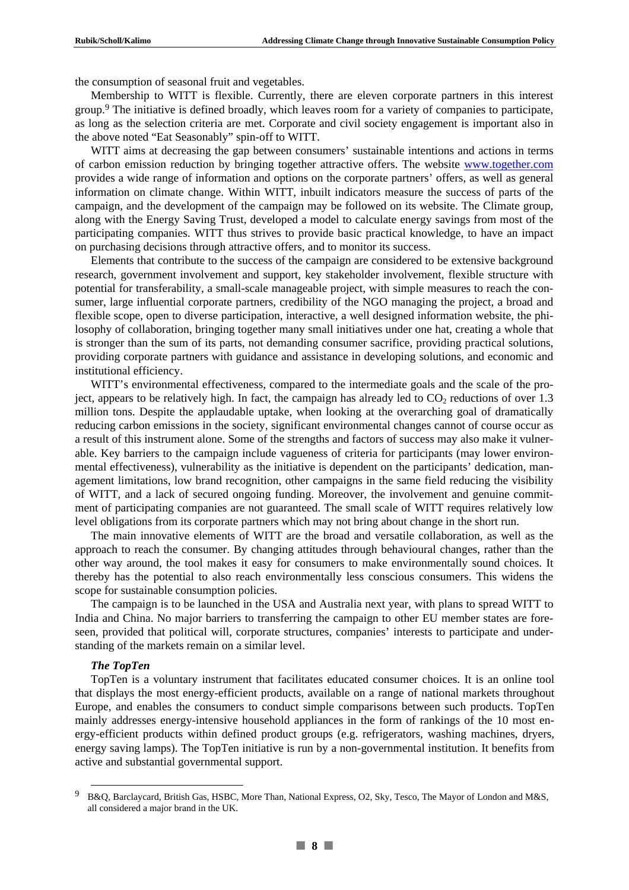the consumption of seasonal fruit and vegetables.

Membership to WITT is flexible. Currently, there are eleven corporate partners in this interest group.[9] The initiative is defined broadly, which leaves room for a variety of companies to participate, as long as the selection criteria are met. Corporate and civil society engagement is important also in the above noted "Eat Seasonably" spin-off to WITT.

WITT aims at decreasing the gap between consumers' sustainable intentions and actions in terms of carbon emission reduction by bringing together attractive offers. The website www.together.com provides a wide range of information and options on the corporate partners' offers, as well as general information on climate change. Within WITT, inbuilt indicators measure the success of parts of the campaign, and the development of the campaign may be followed on its website. The Climate group, along with the Energy Saving Trust, developed a model to calculate energy savings from most of the participating companies. WITT thus strives to provide basic practical knowledge, to have an impact on purchasing decisions through attractive offers, and to monitor its success.

Elements that contribute to the success of the campaign are considered to be extensive background research, government involvement and support, key stakeholder involvement, flexible structure with potential for transferability, a small-scale manageable project, with simple measures to reach the consumer, large influential corporate partners, credibility of the NGO managing the project, a broad and flexible scope, open to diverse participation, interactive, a well designed information website, the philosophy of collaboration, bringing together many small initiatives under one hat, creating a whole that is stronger than the sum of its parts, not demanding consumer sacrifice, providing practical solutions, providing corporate partners with guidance and assistance in developing solutions, and economic and institutional efficiency.

WITT's environmental effectiveness, compared to the intermediate goals and the scale of the project, appears to be relatively high. In fact, the campaign has already led to $CO_2$ reductions of over 1.3 million tons. Despite the applaudable uptake, when looking at the overarching goal of dramatically reducing carbon emissions in the society, significant environmental changes cannot of course occur as a result of this instrument alone. Some of the strengths and factors of success may also make it vulnerable. Key barriers to the campaign include vagueness of criteria for participants (may lower environmental effectiveness), vulnerability as the initiative is dependent on the participants' dedication, management limitations, low brand recognition, other campaigns in the same field reducing the visibility of WITT, and a lack of secured ongoing funding. Moreover, the involvement and genuine commitment of participating companies are not guaranteed. The small scale of WITT requires relatively low level obligations from its corporate partners which may not bring about change in the short run.

The main innovative elements of WITT are the broad and versatile collaboration, as well as the approach to reach the consumer. By changing attitudes through behavioural changes, rather than the other way around, the tool makes it easy for consumers to make environmentally sound choices. It thereby has the potential to also reach environmentally less conscious consumers. This widens the scope for sustainable consumption policies.

The campaign is to be launched in the USA and Australia next year, with plans to spread WITT to India and China. No major barriers to transferring the campaign to other EU member states are foreseen, provided that political will, corporate structures, companies' interests to participate and understanding of the markets remain on a similar level.

***The TopTen***

TopTen is a voluntary instrument that facilitates educated consumer choices. It is an online tool that displays the most energy-efficient products, available on a range of national markets throughout Europe, and enables the consumers to conduct simple comparisons between such products. TopTen mainly addresses energy-intensive household appliances in the form of rankings of the 10 most energy-efficient products within defined product groups (e.g. refrigerators, washing machines, dryers, energy saving lamps). The TopTen initiative is run by a non-governmental institution. It benefits from active and substantial governmental support.

[9] B&Q, Barclaycard, British Gas, HSBC, More Than, National Express, O2, Sky, Tesco, The Mayor of London and M&S, all considered a major brand in the UK.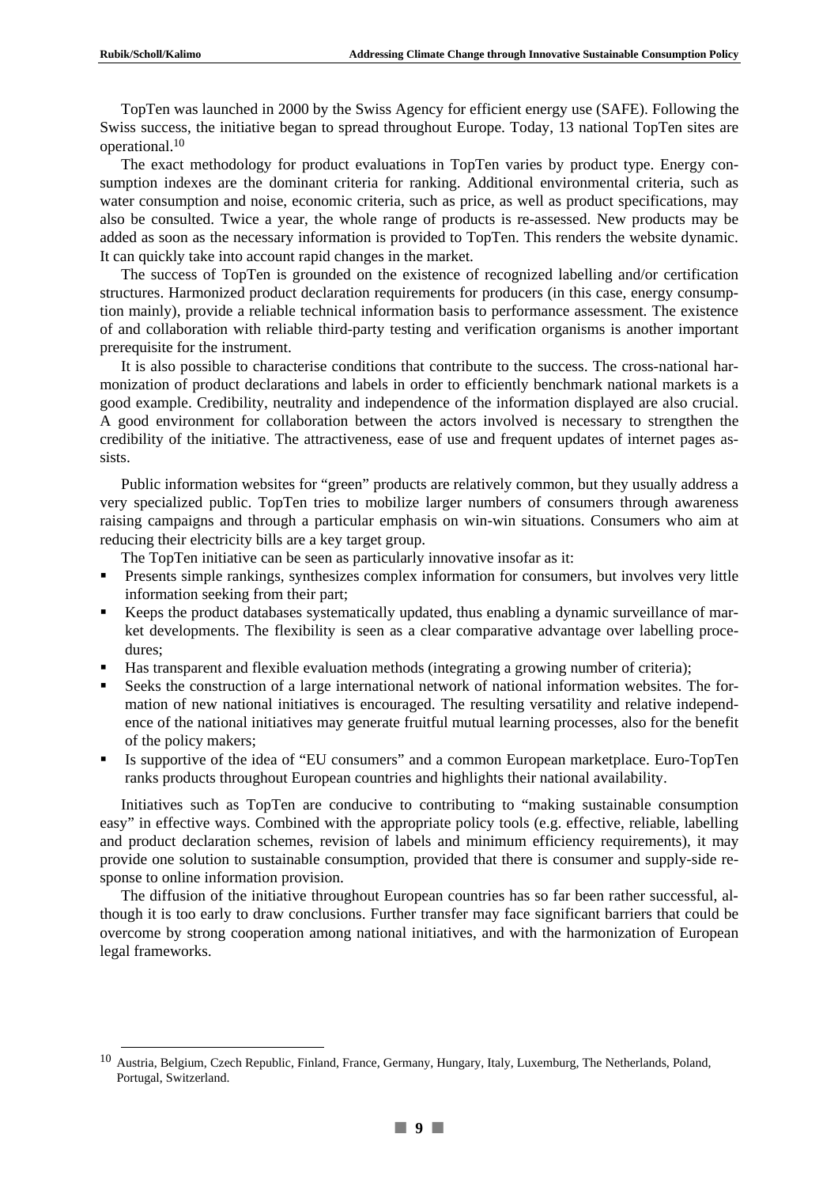TopTen was launched in 2000 by the Swiss Agency for efficient energy use (SAFE). Following the Swiss success, the initiative began to spread throughout Europe. Today, 13 national TopTen sites are operational.[10]

The exact methodology for product evaluations in TopTen varies by product type. Energy consumption indexes are the dominant criteria for ranking. Additional environmental criteria, such as water consumption and noise, economic criteria, such as price, as well as product specifications, may also be consulted. Twice a year, the whole range of products is re-assessed. New products may be added as soon as the necessary information is provided to TopTen. This renders the website dynamic. It can quickly take into account rapid changes in the market.

The success of TopTen is grounded on the existence of recognized labelling and/or certification structures. Harmonized product declaration requirements for producers (in this case, energy consumption mainly), provide a reliable technical information basis to performance assessment. The existence of and collaboration with reliable third-party testing and verification organisms is another important prerequisite for the instrument.

It is also possible to characterise conditions that contribute to the success. The cross-national harmonization of product declarations and labels in order to efficiently benchmark national markets is a good example. Credibility, neutrality and independence of the information displayed are also crucial. A good environment for collaboration between the actors involved is necessary to strengthen the credibility of the initiative. The attractiveness, ease of use and frequent updates of internet pages assists.

Public information websites for "green" products are relatively common, but they usually address a very specialized public. TopTen tries to mobilize larger numbers of consumers through awareness raising campaigns and through a particular emphasis on win-win situations. Consumers who aim at reducing their electricity bills are a key target group.

The TopTen initiative can be seen as particularly innovative insofar as it:

- Presents simple rankings, synthesizes complex information for consumers, but involves very little information seeking from their part;
- Keeps the product databases systematically updated, thus enabling a dynamic surveillance of market developments. The flexibility is seen as a clear comparative advantage over labelling procedures;
- Has transparent and flexible evaluation methods (integrating a growing number of criteria);
- Seeks the construction of a large international network of national information websites. The formation of new national initiatives is encouraged. The resulting versatility and relative independence of the national initiatives may generate fruitful mutual learning processes, also for the benefit of the policy makers;
- Is supportive of the idea of "EU consumers" and a common European marketplace. Euro-TopTen ranks products throughout European countries and highlights their national availability.

Initiatives such as TopTen are conducive to contributing to "making sustainable consumption easy" in effective ways. Combined with the appropriate policy tools (e.g. effective, reliable, labelling and product declaration schemes, revision of labels and minimum efficiency requirements), it may provide one solution to sustainable consumption, provided that there is consumer and supply-side response to online information provision.

The diffusion of the initiative throughout European countries has so far been rather successful, although it is too early to draw conclusions. Further transfer may face significant barriers that could be overcome by strong cooperation among national initiatives, and with the harmonization of European legal frameworks.

---

[10] Austria, Belgium, Czech Republic, Finland, France, Germany, Hungary, Italy, Luxemburg, The Netherlands, Poland, Portugal, Switzerland.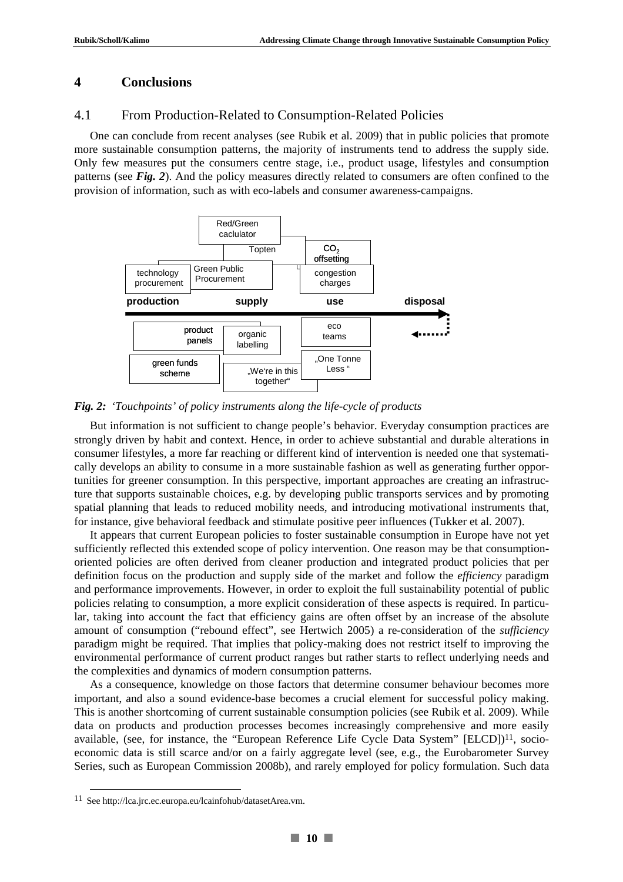# 4 Conclusions

## 4.1 From Production-Related to Consumption-Related Policies

One can conclude from recent analyses (see Rubik et al. 2009) that in public policies that promote more sustainable consumption patterns, the majority of instruments tend to address the supply side. Only few measures put the consumers centre stage, i.e., product usage, lifestyles and consumption patterns (see ***Fig. 2***). And the policy measures directly related to consumers are often confined to the provision of information, such as with eco-labels and consumer awareness-campaigns.

Red/Green caclulator

Topten

$CO_2$ offsetting

technology procurement

Green Public Procurement

congestion charges

**production** **supply** **use** **disposal**

product panels

organic labelling

eco teams

green funds scheme

„We're in this together"

„One Tonne Less "

***Fig. 2:*** *'Touchpoints' of policy instruments along the life-cycle of products*

But information is not sufficient to change people's behavior. Everyday consumption practices are strongly driven by habit and context. Hence, in order to achieve substantial and durable alterations in consumer lifestyles, a more far reaching or different kind of intervention is needed one that systematically develops an ability to consume in a more sustainable fashion as well as generating further opportunities for greener consumption. In this perspective, important approaches are creating an infrastructure that supports sustainable choices, e.g. by developing public transports services and by promoting spatial planning that leads to reduced mobility needs, and introducing motivational instruments that, for instance, give behavioral feedback and stimulate positive peer influences (Tukker et al. 2007).

It appears that current European policies to foster sustainable consumption in Europe have not yet sufficiently reflected this extended scope of policy intervention. One reason may be that consumption-oriented policies are often derived from cleaner production and integrated product policies that per definition focus on the production and supply side of the market and follow the *efficiency* paradigm and performance improvements. However, in order to exploit the full sustainability potential of public policies relating to consumption, a more explicit consideration of these aspects is required. In particular, taking into account the fact that efficiency gains are often offset by an increase of the absolute amount of consumption ("rebound effect", see Hertwich 2005) a re-consideration of the *sufficiency* paradigm might be required. That implies that policy-making does not restrict itself to improving the environmental performance of current product ranges but rather starts to reflect underlying needs and the complexities and dynamics of modern consumption patterns.

As a consequence, knowledge on those factors that determine consumer behaviour becomes more important, and also a sound evidence-base becomes a crucial element for successful policy making. This is another shortcoming of current sustainable consumption policies (see Rubik et al. 2009). While data on products and production processes becomes increasingly comprehensive and more easily available, (see, for instance, the "European Reference Life Cycle Data System" [ELCD])[11], socio-economic data is still scarce and/or on a fairly aggregate level (see, e.g., the Eurobarometer Survey Series, such as European Commission 2008b), and rarely employed for policy formulation. Such data

[11] See http://lca.jrc.ec.europa.eu/lcainfohub/datasetArea.vm.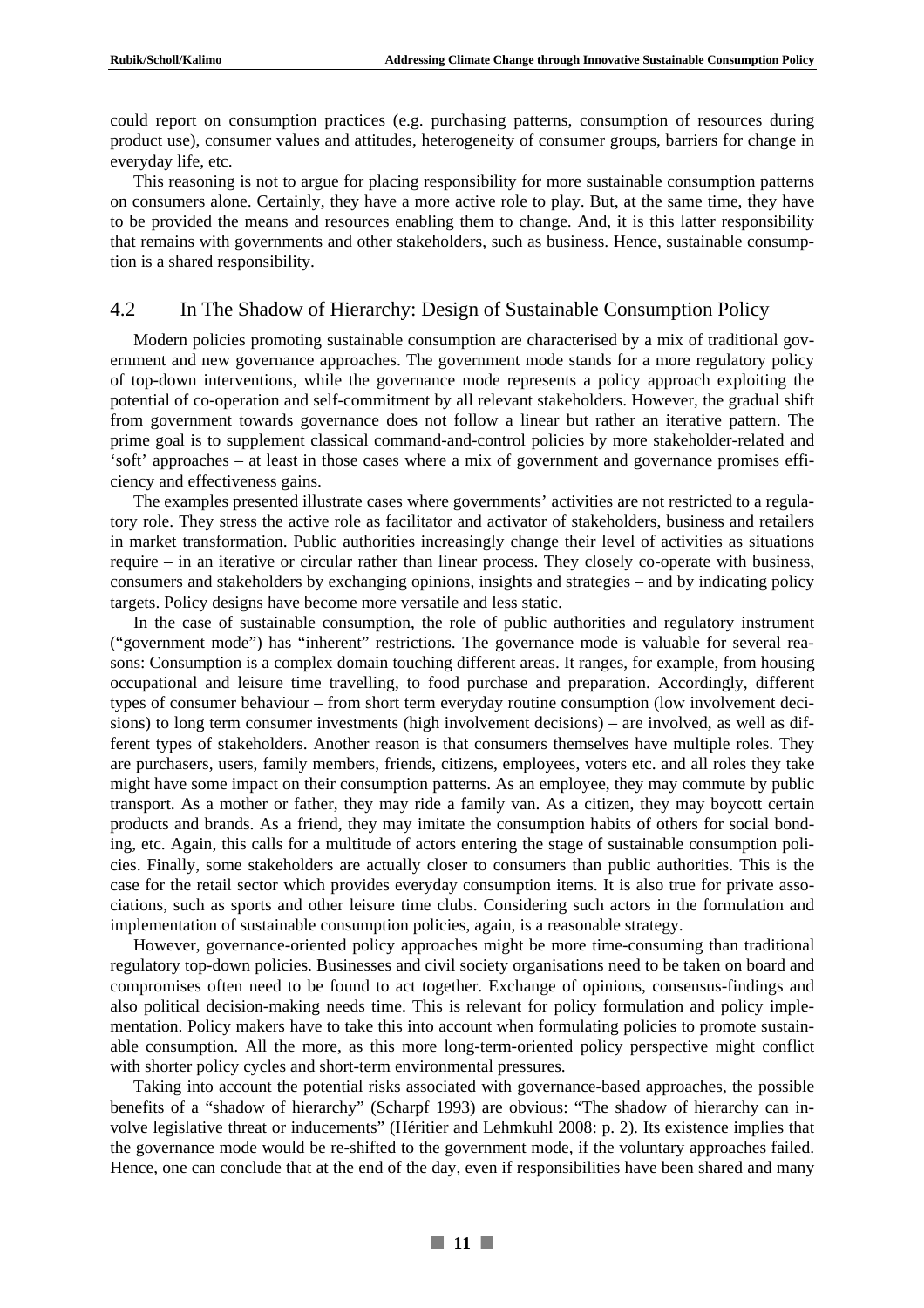could report on consumption practices (e.g. purchasing patterns, consumption of resources during product use), consumer values and attitudes, heterogeneity of consumer groups, barriers for change in everyday life, etc.

This reasoning is not to argue for placing responsibility for more sustainable consumption patterns on consumers alone. Certainly, they have a more active role to play. But, at the same time, they have to be provided the means and resources enabling them to change. And, it is this latter responsibility that remains with governments and other stakeholders, such as business. Hence, sustainable consumption is a shared responsibility.

## 4.2 In The Shadow of Hierarchy: Design of Sustainable Consumption Policy

Modern policies promoting sustainable consumption are characterised by a mix of traditional government and new governance approaches. The government mode stands for a more regulatory policy of top-down interventions, while the governance mode represents a policy approach exploiting the potential of co-operation and self-commitment by all relevant stakeholders. However, the gradual shift from government towards governance does not follow a linear but rather an iterative pattern. The prime goal is to supplement classical command-and-control policies by more stakeholder-related and 'soft' approaches – at least in those cases where a mix of government and governance promises efficiency and effectiveness gains.

The examples presented illustrate cases where governments' activities are not restricted to a regulatory role. They stress the active role as facilitator and activator of stakeholders, business and retailers in market transformation. Public authorities increasingly change their level of activities as situations require – in an iterative or circular rather than linear process. They closely co-operate with business, consumers and stakeholders by exchanging opinions, insights and strategies – and by indicating policy targets. Policy designs have become more versatile and less static.

In the case of sustainable consumption, the role of public authorities and regulatory instrument ("government mode") has "inherent" restrictions. The governance mode is valuable for several reasons: Consumption is a complex domain touching different areas. It ranges, for example, from housing occupational and leisure time travelling, to food purchase and preparation. Accordingly, different types of consumer behaviour – from short term everyday routine consumption (low involvement decisions) to long term consumer investments (high involvement decisions) – are involved, as well as different types of stakeholders. Another reason is that consumers themselves have multiple roles. They are purchasers, users, family members, friends, citizens, employees, voters etc. and all roles they take might have some impact on their consumption patterns. As an employee, they may commute by public transport. As a mother or father, they may ride a family van. As a citizen, they may boycott certain products and brands. As a friend, they may imitate the consumption habits of others for social bonding, etc. Again, this calls for a multitude of actors entering the stage of sustainable consumption policies. Finally, some stakeholders are actually closer to consumers than public authorities. This is the case for the retail sector which provides everyday consumption items. It is also true for private associations, such as sports and other leisure time clubs. Considering such actors in the formulation and implementation of sustainable consumption policies, again, is a reasonable strategy.

However, governance-oriented policy approaches might be more time-consuming than traditional regulatory top-down policies. Businesses and civil society organisations need to be taken on board and compromises often need to be found to act together. Exchange of opinions, consensus-findings and also political decision-making needs time. This is relevant for policy formulation and policy implementation. Policy makers have to take this into account when formulating policies to promote sustainable consumption. All the more, as this more long-term-oriented policy perspective might conflict with shorter policy cycles and short-term environmental pressures.

Taking into account the potential risks associated with governance-based approaches, the possible benefits of a "shadow of hierarchy" (Scharpf 1993) are obvious: "The shadow of hierarchy can involve legislative threat or inducements" (Héritier and Lehmkuhl 2008: p. 2). Its existence implies that the governance mode would be re-shifted to the government mode, if the voluntary approaches failed. Hence, one can conclude that at the end of the day, even if responsibilities have been shared and many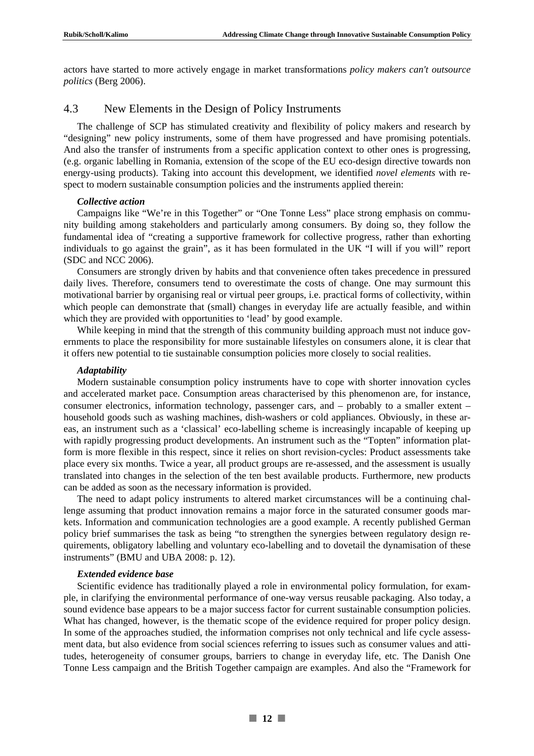actors have started to more actively engage in market transformations *policy makers can't outsource politics* (Berg 2006).

## 4.3 New Elements in the Design of Policy Instruments

The challenge of SCP has stimulated creativity and flexibility of policy makers and research by "designing" new policy instruments, some of them have progressed and have promising potentials. And also the transfer of instruments from a specific application context to other ones is progressing, (e.g. organic labelling in Romania, extension of the scope of the EU eco-design directive towards non energy-using products). Taking into account this development, we identified *novel elements* with respect to modern sustainable consumption policies and the instruments applied therein:

***Collective action***

Campaigns like "We're in this Together" or "One Tonne Less" place strong emphasis on community building among stakeholders and particularly among consumers. By doing so, they follow the fundamental idea of "creating a supportive framework for collective progress, rather than exhorting individuals to go against the grain", as it has been formulated in the UK "I will if you will" report (SDC and NCC 2006).

Consumers are strongly driven by habits and that convenience often takes precedence in pressured daily lives. Therefore, consumers tend to overestimate the costs of change. One may surmount this motivational barrier by organising real or virtual peer groups, i.e. practical forms of collectivity, within which people can demonstrate that (small) changes in everyday life are actually feasible, and within which they are provided with opportunities to 'lead' by good example.

While keeping in mind that the strength of this community building approach must not induce governments to place the responsibility for more sustainable lifestyles on consumers alone, it is clear that it offers new potential to tie sustainable consumption policies more closely to social realities.

***Adaptability***

Modern sustainable consumption policy instruments have to cope with shorter innovation cycles and accelerated market pace. Consumption areas characterised by this phenomenon are, for instance, consumer electronics, information technology, passenger cars, and – probably to a smaller extent – household goods such as washing machines, dish-washers or cold appliances. Obviously, in these areas, an instrument such as a 'classical' eco-labelling scheme is increasingly incapable of keeping up with rapidly progressing product developments. An instrument such as the "Topten" information platform is more flexible in this respect, since it relies on short revision-cycles: Product assessments take place every six months. Twice a year, all product groups are re-assessed, and the assessment is usually translated into changes in the selection of the ten best available products. Furthermore, new products can be added as soon as the necessary information is provided.

The need to adapt policy instruments to altered market circumstances will be a continuing challenge assuming that product innovation remains a major force in the saturated consumer goods markets. Information and communication technologies are a good example. A recently published German policy brief summarises the task as being "to strengthen the synergies between regulatory design requirements, obligatory labelling and voluntary eco-labelling and to dovetail the dynamisation of these instruments" (BMU and UBA 2008: p. 12).

***Extended evidence base***

Scientific evidence has traditionally played a role in environmental policy formulation, for example, in clarifying the environmental performance of one-way versus reusable packaging. Also today, a sound evidence base appears to be a major success factor for current sustainable consumption policies. What has changed, however, is the thematic scope of the evidence required for proper policy design. In some of the approaches studied, the information comprises not only technical and life cycle assessment data, but also evidence from social sciences referring to issues such as consumer values and attitudes, heterogeneity of consumer groups, barriers to change in everyday life, etc. The Danish One Tonne Less campaign and the British Together campaign are examples. And also the "Framework for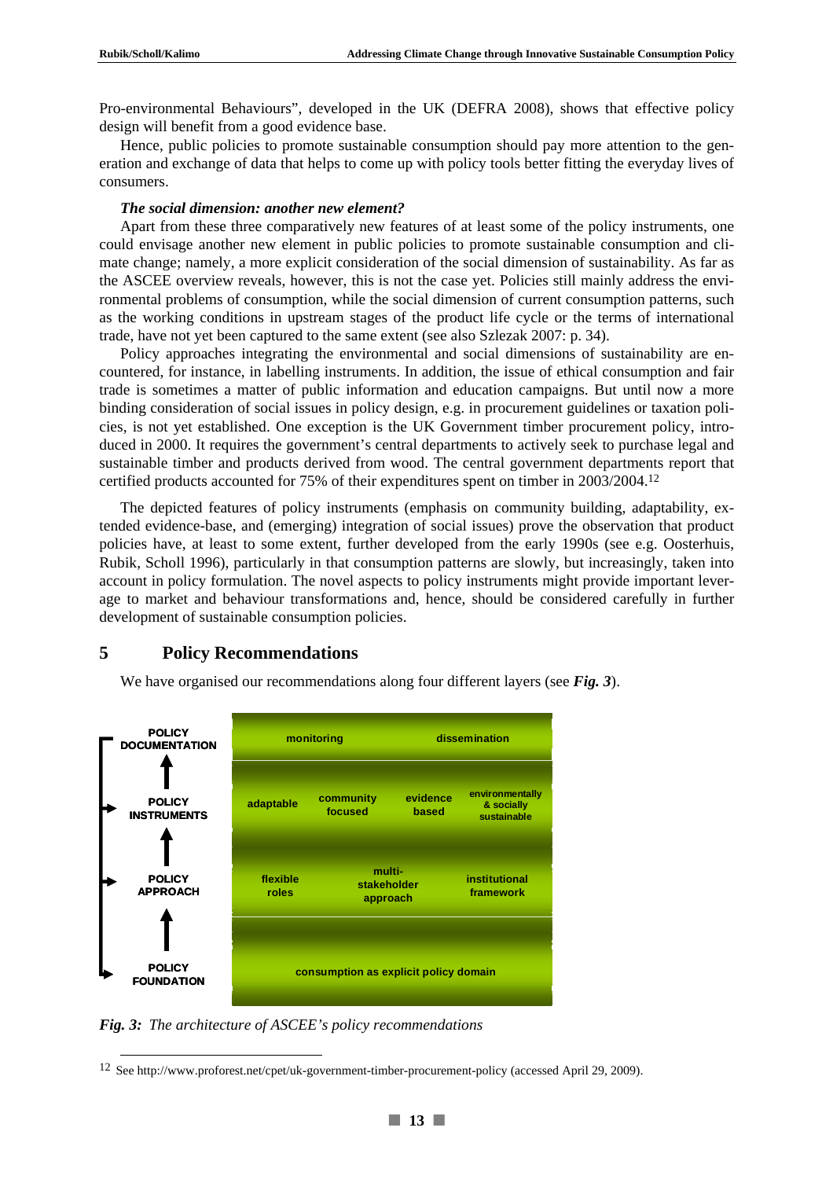Pro-environmental Behaviours", developed in the UK (DEFRA 2008), shows that effective policy design will benefit from a good evidence base.

Hence, public policies to promote sustainable consumption should pay more attention to the generation and exchange of data that helps to come up with policy tools better fitting the everyday lives of consumers.

***The social dimension: another new element?***

Apart from these three comparatively new features of at least some of the policy instruments, one could envisage another new element in public policies to promote sustainable consumption and climate change; namely, a more explicit consideration of the social dimension of sustainability. As far as the ASCEE overview reveals, however, this is not the case yet. Policies still mainly address the environmental problems of consumption, while the social dimension of current consumption patterns, such as the working conditions in upstream stages of the product life cycle or the terms of international trade, have not yet been captured to the same extent (see also Szlezak 2007: p. 34).

Policy approaches integrating the environmental and social dimensions of sustainability are encountered, for instance, in labelling instruments. In addition, the issue of ethical consumption and fair trade is sometimes a matter of public information and education campaigns. But until now a more binding consideration of social issues in policy design, e.g. in procurement guidelines or taxation policies, is not yet established. One exception is the UK Government timber procurement policy, introduced in 2000. It requires the government's central departments to actively seek to purchase legal and sustainable timber and products derived from wood. The central government departments report that certified products accounted for 75% of their expenditures spent on timber in 2003/2004.[12]

The depicted features of policy instruments (emphasis on community building, adaptability, extended evidence-base, and (emerging) integration of social issues) prove the observation that product policies have, at least to some extent, further developed from the early 1990s (see e.g. Oosterhuis, Rubik, Scholl 1996), particularly in that consumption patterns are slowly, but increasingly, taken into account in policy formulation. The novel aspects to policy instruments might provide important leverage to market and behaviour transformations and, hence, should be considered carefully in further development of sustainable consumption policies.

## 5 Policy Recommendations

We have organised our recommendations along four different layers (see ***Fig. 3***).

| Layer | Elements |
|---|---|
| POLICY DOCUMENTATION | monitoring; dissemination |
| POLICY INSTRUMENTS | adaptable; community focused; evidence based; environmentally & socially sustainable |
| POLICY APPROACH | flexible roles; multi-stakeholder approach; institutional framework |
| POLICY FOUNDATION | consumption as explicit policy domain |

***Fig. 3:*** *The architecture of ASCEE's policy recommendations*

[12] See http://www.proforest.net/cpet/uk-government-timber-procurement-policy (accessed April 29, 2009).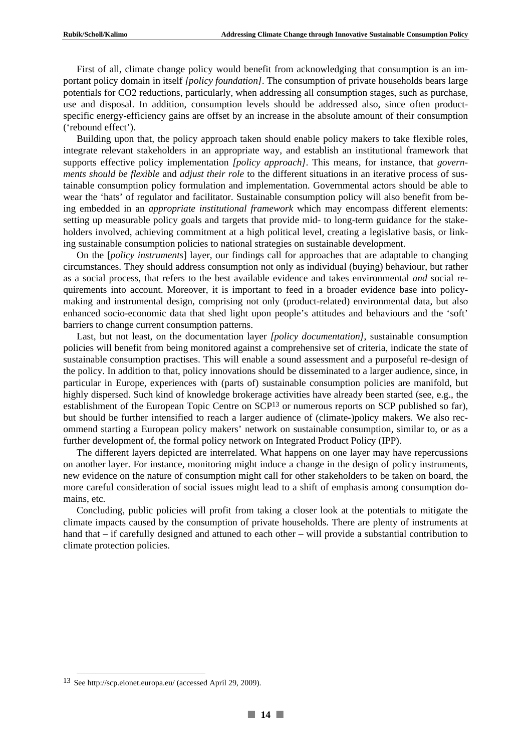First of all, climate change policy would benefit from acknowledging that consumption is an important policy domain in itself *[policy foundation]*. The consumption of private households bears large potentials for $CO_2$ reductions, particularly, when addressing all consumption stages, such as purchase, use and disposal. In addition, consumption levels should be addressed also, since often product-specific energy-efficiency gains are offset by an increase in the absolute amount of their consumption ('rebound effect').

Building upon that, the policy approach taken should enable policy makers to take flexible roles, integrate relevant stakeholders in an appropriate way, and establish an institutional framework that supports effective policy implementation *[policy approach]*. This means, for instance, that *governments should be flexible* and *adjust their role* to the different situations in an iterative process of sustainable consumption policy formulation and implementation. Governmental actors should be able to wear the 'hats' of regulator and facilitator. Sustainable consumption policy will also benefit from being embedded in an *appropriate institutional framework* which may encompass different elements: setting up measurable policy goals and targets that provide mid- to long-term guidance for the stakeholders involved, achieving commitment at a high political level, creating a legislative basis, or linking sustainable consumption policies to national strategies on sustainable development.

On the [*policy instruments*] layer, our findings call for approaches that are adaptable to changing circumstances. They should address consumption not only as individual (buying) behaviour, but rather as a social process, that refers to the best available evidence and takes environmental *and* social requirements into account. Moreover, it is important to feed in a broader evidence base into policy-making and instrumental design, comprising not only (product-related) environmental data, but also enhanced socio-economic data that shed light upon people's attitudes and behaviours and the 'soft' barriers to change current consumption patterns.

Last, but not least, on the documentation layer *[policy documentation]*, sustainable consumption policies will benefit from being monitored against a comprehensive set of criteria, indicate the state of sustainable consumption practises. This will enable a sound assessment and a purposeful re-design of the policy. In addition to that, policy innovations should be disseminated to a larger audience, since, in particular in Europe, experiences with (parts of) sustainable consumption policies are manifold, but highly dispersed. Such kind of knowledge brokerage activities have already been started (see, e.g., the establishment of the European Topic Centre on SCP[13] or numerous reports on SCP published so far), but should be further intensified to reach a larger audience of (climate-)policy makers. We also recommend starting a European policy makers' network on sustainable consumption, similar to, or as a further development of, the formal policy network on Integrated Product Policy (IPP).

The different layers depicted are interrelated. What happens on one layer may have repercussions on another layer. For instance, monitoring might induce a change in the design of policy instruments, new evidence on the nature of consumption might call for other stakeholders to be taken on board, the more careful consideration of social issues might lead to a shift of emphasis among consumption domains, etc.

Concluding, public policies will profit from taking a closer look at the potentials to mitigate the climate impacts caused by the consumption of private households. There are plenty of instruments at hand that – if carefully designed and attuned to each other – will provide a substantial contribution to climate protection policies.

---

[13] See http://scp.eionet.europa.eu/ (accessed April 29, 2009).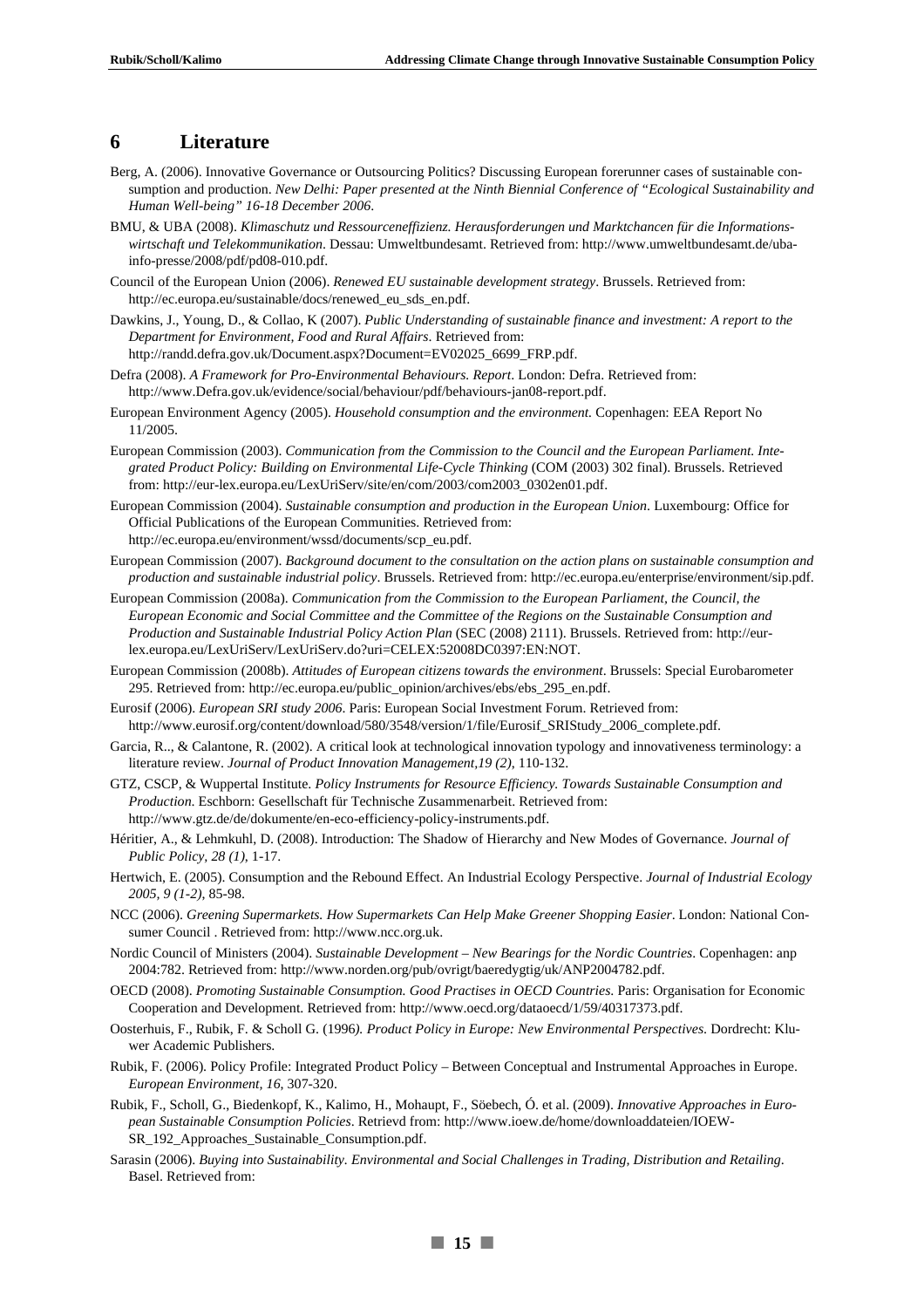## 6 Literature

Berg, A. (2006). Innovative Governance or Outsourcing Politics? Discussing European forerunner cases of sustainable consumption and production. *New Delhi: Paper presented at the Ninth Biennial Conference of "Ecological Sustainability and Human Well-being" 16-18 December 2006*.

BMU, & UBA (2008). *Klimaschutz und Ressourceneffizienz. Herausforderungen und Marktchancen für die Informationswirtschaft und Telekommunikation*. Dessau: Umweltbundesamt. Retrieved from: http://www.umweltbundesamt.de/uba-info-presse/2008/pdf/pd08-010.pdf.

Council of the European Union (2006). *Renewed EU sustainable development strategy*. Brussels. Retrieved from: http://ec.europa.eu/sustainable/docs/renewed_eu_sds_en.pdf.

Dawkins, J., Young, D., & Collao, K (2007). *Public Understanding of sustainable finance and investment: A report to the Department for Environment, Food and Rural Affairs*. Retrieved from: http://randd.defra.gov.uk/Document.aspx?Document=EV02025_6699_FRP.pdf.

Defra (2008). *A Framework for Pro-Environmental Behaviours. Report*. London: Defra. Retrieved from: http://www.Defra.gov.uk/evidence/social/behaviour/pdf/behaviours-jan08-report.pdf.

European Environment Agency (2005). *Household consumption and the environment.* Copenhagen: EEA Report No 11/2005.

European Commission (2003). *Communication from the Commission to the Council and the European Parliament. Integrated Product Policy: Building on Environmental Life-Cycle Thinking* (COM (2003) 302 final). Brussels. Retrieved from: http://eur-lex.europa.eu/LexUriServ/site/en/com/2003/com2003_0302en01.pdf.

European Commission (2004). *Sustainable consumption and production in the European Union*. Luxembourg: Office for Official Publications of the European Communities. Retrieved from: http://ec.europa.eu/environment/wssd/documents/scp_eu.pdf.

European Commission (2007). *Background document to the consultation on the action plans on sustainable consumption and production and sustainable industrial policy*. Brussels. Retrieved from: http://ec.europa.eu/enterprise/environment/sip.pdf.

European Commission (2008a). *Communication from the Commission to the European Parliament, the Council, the European Economic and Social Committee and the Committee of the Regions on the Sustainable Consumption and Production and Sustainable Industrial Policy Action Plan* (SEC (2008) 2111). Brussels. Retrieved from: http://eur-lex.europa.eu/LexUriServ/LexUriServ.do?uri=CELEX:52008DC0397:EN:NOT.

European Commission (2008b). *Attitudes of European citizens towards the environment*. Brussels: Special Eurobarometer 295. Retrieved from: http://ec.europa.eu/public_opinion/archives/ebs/ebs_295_en.pdf.

Eurosif (2006). *European SRI study 2006*. Paris: European Social Investment Forum. Retrieved from: http://www.eurosif.org/content/download/580/3548/version/1/file/Eurosif_SRIStudy_2006_complete.pdf.

Garcia, R.., & Calantone, R. (2002). A critical look at technological innovation typology and innovativeness terminology: a literature review. *Journal of Product Innovation Management,19 (2),* 110-132.

GTZ, CSCP, & Wuppertal Institute. *Policy Instruments for Resource Efficiency. Towards Sustainable Consumption and Production*. Eschborn: Gesellschaft für Technische Zusammenarbeit. Retrieved from: http://www.gtz.de/de/dokumente/en-eco-efficiency-policy-instruments.pdf.

Héritier, A., & Lehmkuhl, D. (2008). Introduction: The Shadow of Hierarchy and New Modes of Governance. *Journal of Public Policy, 28 (1),* 1-17.

Hertwich, E. (2005). Consumption and the Rebound Effect. An Industrial Ecology Perspective. *Journal of Industrial Ecology 2005, 9 (1-2)*, 85-98.

NCC (2006). *Greening Supermarkets. How Supermarkets Can Help Make Greener Shopping Easier*. London: National Consumer Council . Retrieved from: http://www.ncc.org.uk.

Nordic Council of Ministers (2004). *Sustainable Development – New Bearings for the Nordic Countries*. Copenhagen: anp 2004:782. Retrieved from: http://www.norden.org/pub/ovrigt/baeredygtig/uk/ANP2004782.pdf.

OECD (2008). *Promoting Sustainable Consumption. Good Practises in OECD Countries*. Paris: Organisation for Economic Cooperation and Development. Retrieved from: http://www.oecd.org/dataoecd/1/59/40317373.pdf.

Oosterhuis, F., Rubik, F. & Scholl G. (1996*). Product Policy in Europe: New Environmental Perspectives*. Dordrecht: Kluwer Academic Publishers.

Rubik, F. (2006). Policy Profile: Integrated Product Policy – Between Conceptual and Instrumental Approaches in Europe. *European Environment, 16,* 307-320.

Rubik, F., Scholl, G., Biedenkopf, K., Kalimo, H., Mohaupt, F., Söebech, Ó. et al. (2009). *Innovative Approaches in European Sustainable Consumption Policies*. Retrievd from: http://www.ioew.de/home/downloaddateien/IOEW-SR_192_Approaches_Sustainable_Consumption.pdf.

Sarasin (2006). *Buying into Sustainability. Environmental and Social Challenges in Trading, Distribution and Retailing*. Basel. Retrieved from: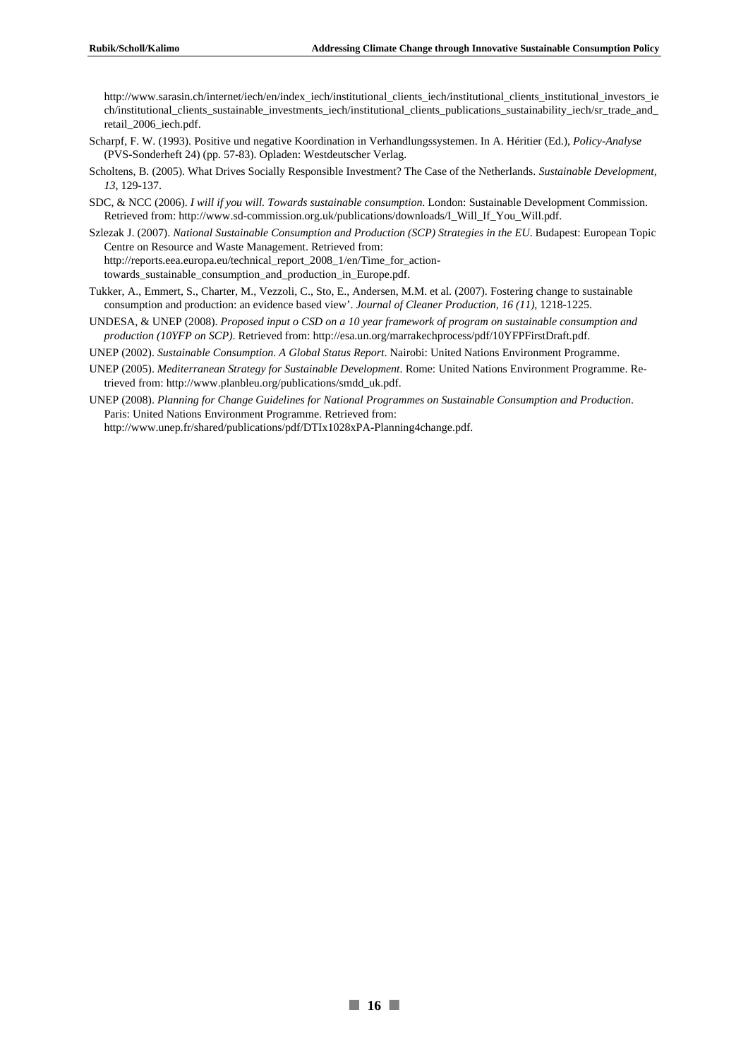http://www.sarasin.ch/internet/iech/en/index_iech/institutional_clients_iech/institutional_clients_institutional_investors_iech/institutional_clients_sustainable_investments_iech/institutional_clients_publications_sustainability_iech/sr_trade_and_retail_2006_iech.pdf.

Scharpf, F. W. (1993). Positive und negative Koordination in Verhandlungssystemen. In A. Héritier (Ed.), *Policy-Analyse* (PVS-Sonderheft 24) (pp. 57-83). Opladen: Westdeutscher Verlag.

Scholtens, B. (2005). What Drives Socially Responsible Investment? The Case of the Netherlands. *Sustainable Development, 13*, 129-137.

SDC, & NCC (2006). *I will if you will. Towards sustainable consumption.* London: Sustainable Development Commission. Retrieved from: http://www.sd-commission.org.uk/publications/downloads/I_Will_If_You_Will.pdf.

Szlezak J. (2007). *National Sustainable Consumption and Production (SCP) Strategies in the EU*. Budapest: European Topic Centre on Resource and Waste Management. Retrieved from: http://reports.eea.europa.eu/technical_report_2008_1/en/Time_for_action-towards_sustainable_consumption_and_production_in_Europe.pdf.

Tukker, A., Emmert, S., Charter, M., Vezzoli, C., Sto, E., Andersen, M.M. et al. (2007). Fostering change to sustainable consumption and production: an evidence based view'. *Journal of Cleaner Production, 16 (11)*, 1218-1225.

UNDESA, & UNEP (2008). *Proposed input o CSD on a 10 year framework of program on sustainable consumption and production (10YFP on SCP)*. Retrieved from: http://esa.un.org/marrakechprocess/pdf/10YFPFirstDraft.pdf.

UNEP (2002). *Sustainable Consumption. A Global Status Report*. Nairobi: United Nations Environment Programme.

UNEP (2005). *Mediterranean Strategy for Sustainable Development*. Rome: United Nations Environment Programme. Retrieved from: http://www.planbleu.org/publications/smdd_uk.pdf.

UNEP (2008). *Planning for Change Guidelines for National Programmes on Sustainable Consumption and Production*. Paris: United Nations Environment Programme. Retrieved from: http://www.unep.fr/shared/publications/pdf/DTIx1028xPA-Planning4change.pdf.